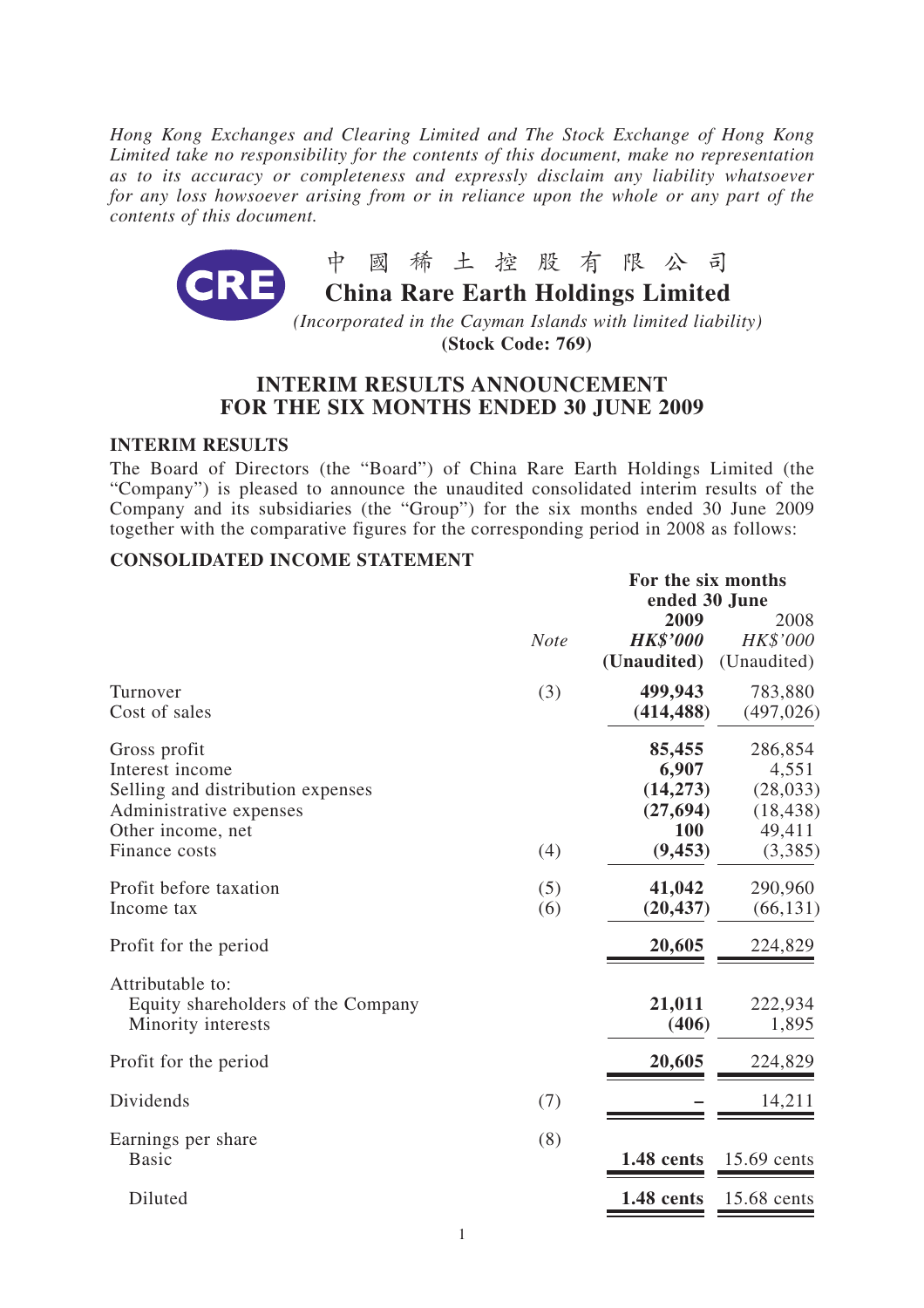*Hong Kong Exchanges and Clearing Limited and The Stock Exchange of Hong Kong Limited take no responsibility for the contents of this document, make no representation as to its accuracy or completeness and expressly disclaim any liability whatsoever for any loss howsoever arising from or in reliance upon the whole or any part of the contents of this document.*

CRE

中國稀土控股有限公司

# China Rare Earth Holdings Limited

*(Incorporated in the Cayman Islands with limited liability)*

**(Stock Code: 769)**

## INTERIM RESULTS ANNOUNCEMENT FOR THE SIX MONTHS ENDED 30 JUNE 2009

### INTERIM RESULTS

The Board of Directors (the "Board") of China Rare Earth Holdings Limited (the "Company") is pleased to announce the unaudited consolidated interim results of the Company and its subsidiaries (the "Group") for the six months ended 30 June 2009 together with the comparative figures for the corresponding period in 2008 as follows:

### CONSOLIDATED INCOME STATEMENT

| | *Note* | **For the six months ended 30 June** | |
|---|---|---|---|
| | | **2009** | 2008 |
| | | ***HK$'000*** | *HK$'000* |
| | | **(Unaudited)** | (Unaudited) |
| Turnover | (3) | **499,943** | 783,880 |
| Cost of sales | | **(414,488)** | (497,026) |
| Gross profit | | **85,455** | 286,854 |
| Interest income | | **6,907** | 4,551 |
| Selling and distribution expenses | | **(14,273)** | (28,033) |
| Administrative expenses | | **(27,694)** | (18,438) |
| Other income, net | | **100** | 49,411 |
| Finance costs | (4) | **(9,453)** | (3,385) |
| Profit before taxation | (5) | **41,042** | 290,960 |
| Income tax | (6) | **(20,437)** | (66,131) |
| Profit for the period | | **20,605** | 224,829 |
| Attributable to: | | | |
| Equity shareholders of the Company | | **21,011** | 222,934 |
| Minority interests | | **(406)** | 1,895 |
| Profit for the period | | **20,605** | 224,829 |
| Dividends | (7) | **–** | 14,211 |
| Earnings per share | (8) | | |
| Basic | | **1.48 cents** | 15.69 cents |
| Diluted | | **1.48 cents** | 15.68 cents |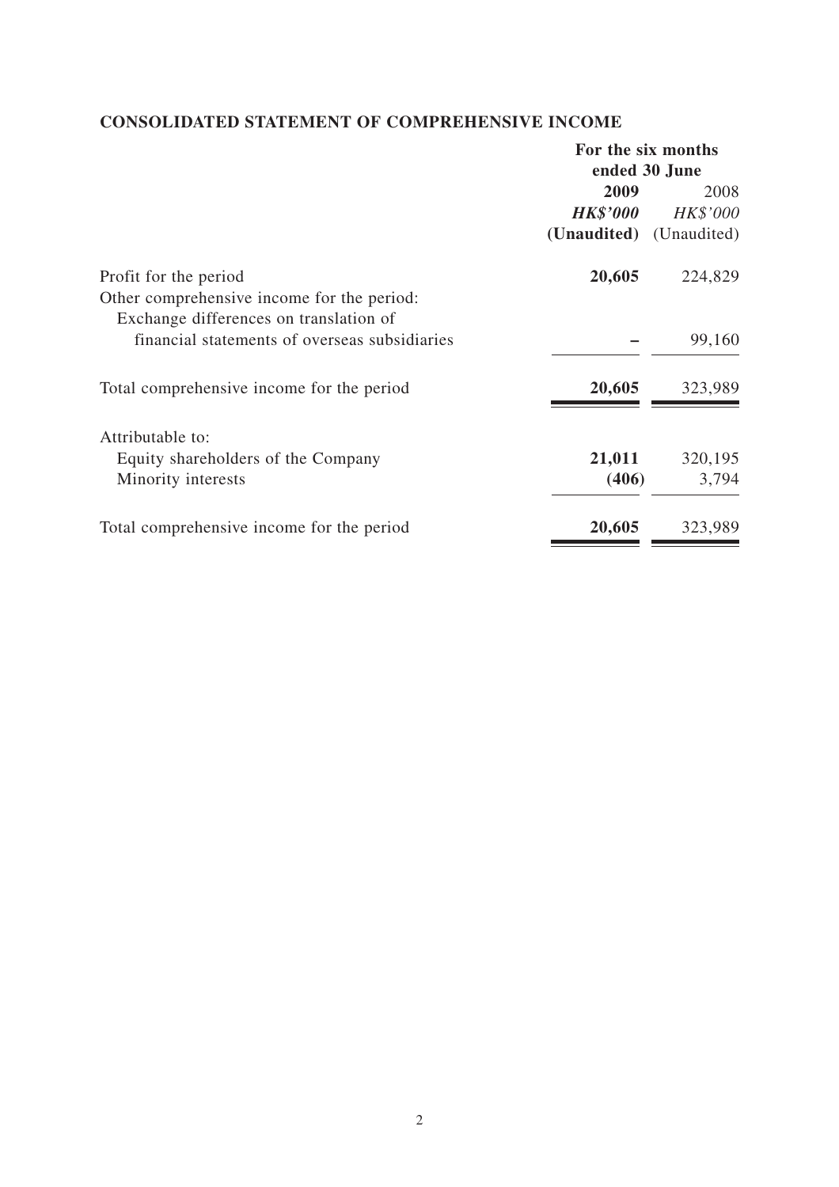## CONSOLIDATED STATEMENT OF COMPREHENSIVE INCOME

| | For the six months ended 30 June | |
|---|---|---|
| | **2009** | 2008 |
| | ***HK$'000*** | *HK$'000* |
| | **(Unaudited)** | (Unaudited) |
| Profit for the period | **20,605** | 224,829 |
| Other comprehensive income for the period: | | |
| Exchange differences on translation of financial statements of overseas subsidiaries | **–** | 99,160 |
| Total comprehensive income for the period | **20,605** | 323,989 |
| Attributable to: | | |
| Equity shareholders of the Company | **21,011** | 320,195 |
| Minority interests | **(406)** | 3,794 |
| Total comprehensive income for the period | **20,605** | 323,989 |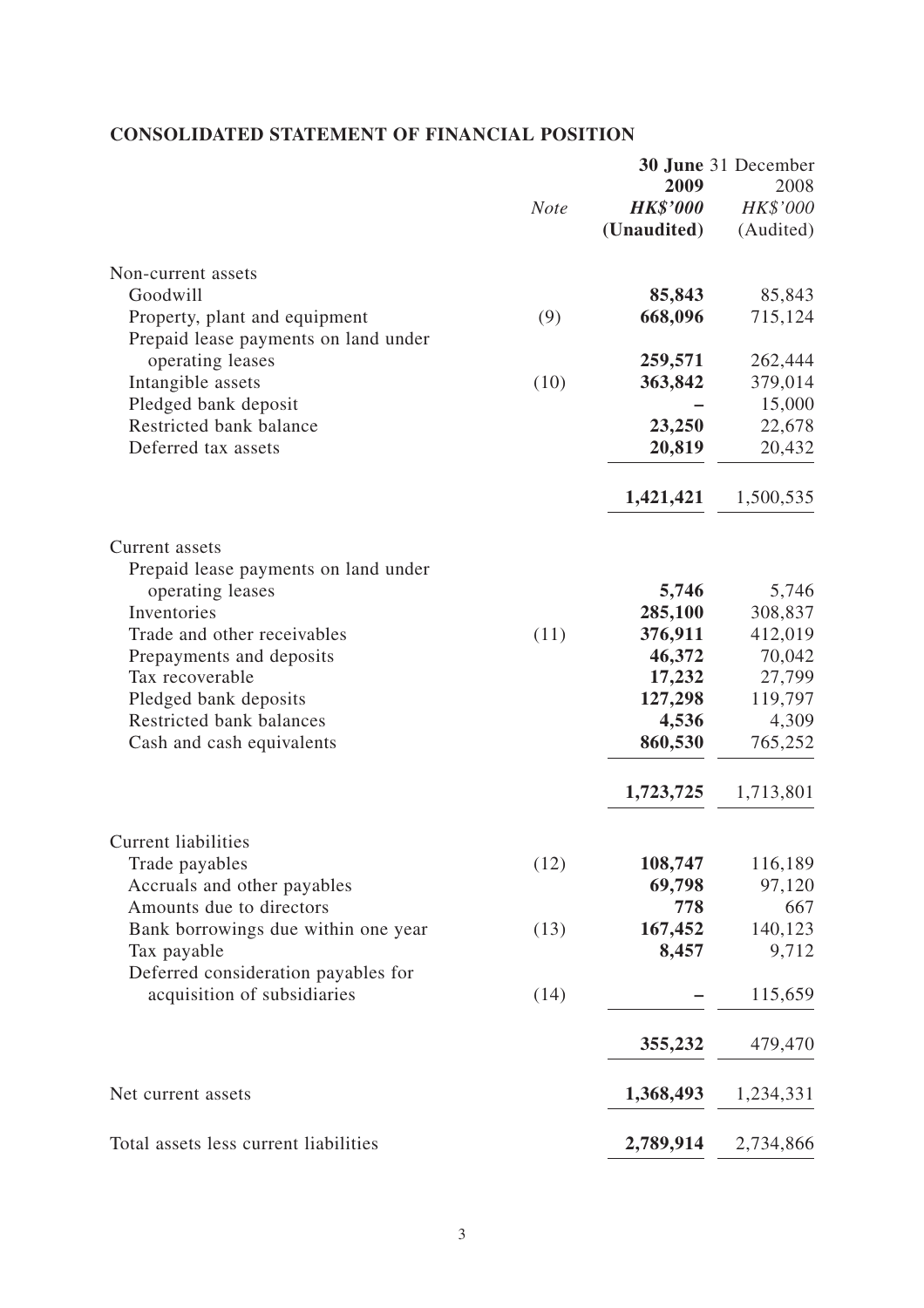## CONSOLIDATED STATEMENT OF FINANCIAL POSITION

| | *Note* | **30 June 2009** **HK$'000** **(Unaudited)** | 31 December 2008 *HK$'000* (Audited) |
|---|---|---|---|
| Non-current assets | | | |
| Goodwill | | **85,843** | 85,843 |
| Property, plant and equipment | (9) | **668,096** | 715,124 |
| Prepaid lease payments on land under operating leases | | **259,571** | 262,444 |
| Intangible assets | (10) | **363,842** | 379,014 |
| Pledged bank deposit | | **–** | 15,000 |
| Restricted bank balance | | **23,250** | 22,678 |
| Deferred tax assets | | **20,819** | 20,432 |
| | | **1,421,421** | 1,500,535 |
| Current assets | | | |
| Prepaid lease payments on land under operating leases | | **5,746** | 5,746 |
| Inventories | | **285,100** | 308,837 |
| Trade and other receivables | (11) | **376,911** | 412,019 |
| Prepayments and deposits | | **46,372** | 70,042 |
| Tax recoverable | | **17,232** | 27,799 |
| Pledged bank deposits | | **127,298** | 119,797 |
| Restricted bank balances | | **4,536** | 4,309 |
| Cash and cash equivalents | | **860,530** | 765,252 |
| | | **1,723,725** | 1,713,801 |
| Current liabilities | | | |
| Trade payables | (12) | **108,747** | 116,189 |
| Accruals and other payables | | **69,798** | 97,120 |
| Amounts due to directors | | **778** | 667 |
| Bank borrowings due within one year | (13) | **167,452** | 140,123 |
| Tax payable | | **8,457** | 9,712 |
| Deferred consideration payables for acquisition of subsidiaries | (14) | **–** | 115,659 |
| | | **355,232** | 479,470 |
| Net current assets | | **1,368,493** | 1,234,331 |
| Total assets less current liabilities | | **2,789,914** | 2,734,866 |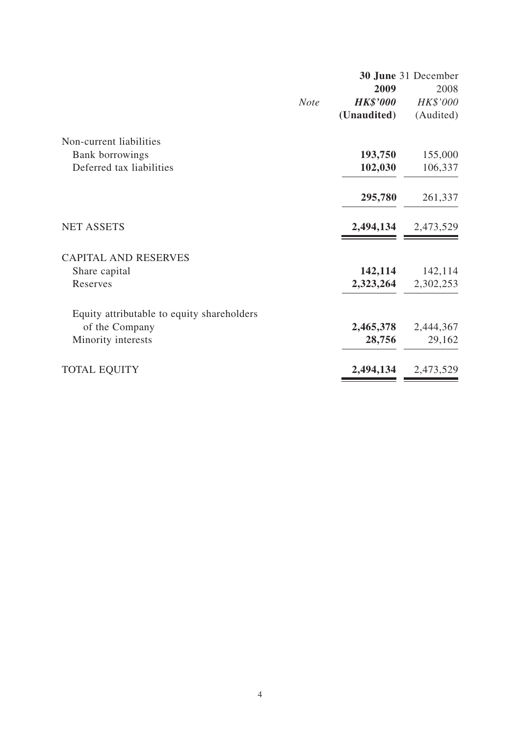| | Note | **30 June 2009** | 31 December 2008 |
|---|---|---|---|
| | | ***HK$'000*** | *HK$'000* |
| | | **(Unaudited)** | (Audited) |
| Non-current liabilities | | | |
| Bank borrowings | | **193,750** | 155,000 |
| Deferred tax liabilities | | **102,030** | 106,337 |
| | | **295,780** | 261,337 |
| NET ASSETS | | **2,494,134** | 2,473,529 |
| CAPITAL AND RESERVES | | | |
| Share capital | | **142,114** | 142,114 |
| Reserves | | **2,323,264** | 2,302,253 |
| Equity attributable to equity shareholders of the Company | | **2,465,378** | 2,444,367 |
| Minority interests | | **28,756** | 29,162 |
| TOTAL EQUITY | | **2,494,134** | 2,473,529 |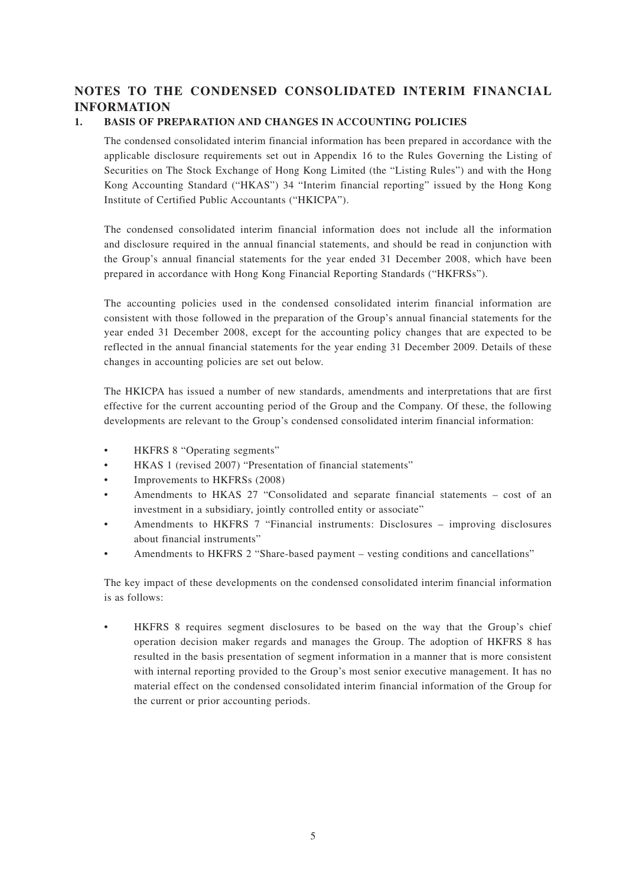# NOTES TO THE CONDENSED CONSOLIDATED INTERIM FINANCIAL INFORMATION

## 1. BASIS OF PREPARATION AND CHANGES IN ACCOUNTING POLICIES

The condensed consolidated interim financial information has been prepared in accordance with the applicable disclosure requirements set out in Appendix 16 to the Rules Governing the Listing of Securities on The Stock Exchange of Hong Kong Limited (the "Listing Rules") and with the Hong Kong Accounting Standard ("HKAS") 34 "Interim financial reporting" issued by the Hong Kong Institute of Certified Public Accountants ("HKICPA").

The condensed consolidated interim financial information does not include all the information and disclosure required in the annual financial statements, and should be read in conjunction with the Group's annual financial statements for the year ended 31 December 2008, which have been prepared in accordance with Hong Kong Financial Reporting Standards ("HKFRSs").

The accounting policies used in the condensed consolidated interim financial information are consistent with those followed in the preparation of the Group's annual financial statements for the year ended 31 December 2008, except for the accounting policy changes that are expected to be reflected in the annual financial statements for the year ending 31 December 2009. Details of these changes in accounting policies are set out below.

The HKICPA has issued a number of new standards, amendments and interpretations that are first effective for the current accounting period of the Group and the Company. Of these, the following developments are relevant to the Group's condensed consolidated interim financial information:

- HKFRS 8 "Operating segments"
- HKAS 1 (revised 2007) "Presentation of financial statements"
- Improvements to HKFRSs (2008)
- Amendments to HKAS 27 "Consolidated and separate financial statements – cost of an investment in a subsidiary, jointly controlled entity or associate"
- Amendments to HKFRS 7 "Financial instruments: Disclosures – improving disclosures about financial instruments"
- Amendments to HKFRS 2 "Share-based payment – vesting conditions and cancellations"

The key impact of these developments on the condensed consolidated interim financial information is as follows:

- HKFRS 8 requires segment disclosures to be based on the way that the Group's chief operation decision maker regards and manages the Group. The adoption of HKFRS 8 has resulted in the basis presentation of segment information in a manner that is more consistent with internal reporting provided to the Group's most senior executive management. It has no material effect on the condensed consolidated interim financial information of the Group for the current or prior accounting periods.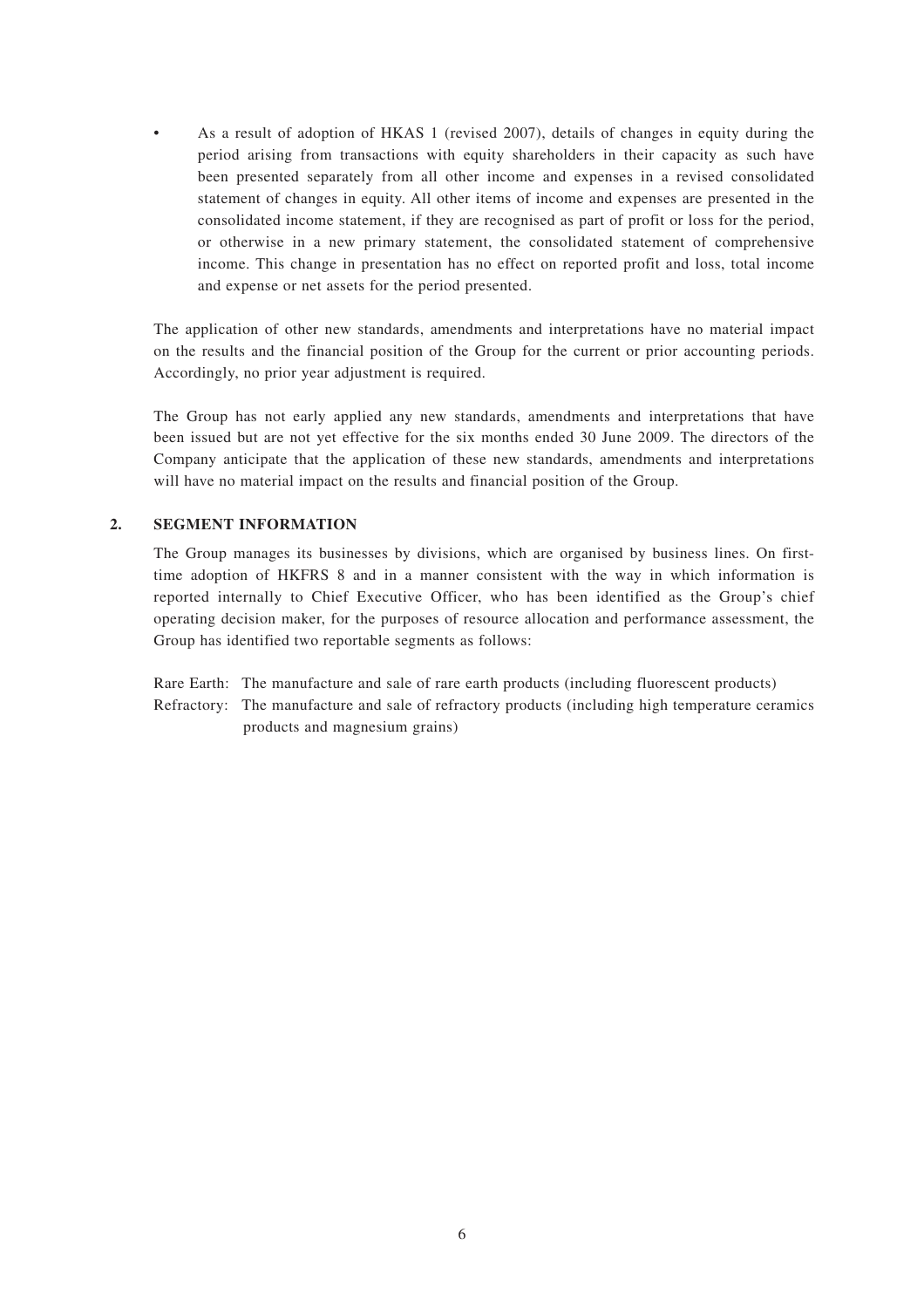- As a result of adoption of HKAS 1 (revised 2007), details of changes in equity during the period arising from transactions with equity shareholders in their capacity as such have been presented separately from all other income and expenses in a revised consolidated statement of changes in equity. All other items of income and expenses are presented in the consolidated income statement, if they are recognised as part of profit or loss for the period, or otherwise in a new primary statement, the consolidated statement of comprehensive income. This change in presentation has no effect on reported profit and loss, total income and expense or net assets for the period presented.

The application of other new standards, amendments and interpretations have no material impact on the results and the financial position of the Group for the current or prior accounting periods. Accordingly, no prior year adjustment is required.

The Group has not early applied any new standards, amendments and interpretations that have been issued but are not yet effective for the six months ended 30 June 2009. The directors of the Company anticipate that the application of these new standards, amendments and interpretations will have no material impact on the results and financial position of the Group.

## 2. SEGMENT INFORMATION

The Group manages its businesses by divisions, which are organised by business lines. On first-time adoption of HKFRS 8 and in a manner consistent with the way in which information is reported internally to Chief Executive Officer, who has been identified as the Group's chief operating decision maker, for the purposes of resource allocation and performance assessment, the Group has identified two reportable segments as follows:

Rare Earth: The manufacture and sale of rare earth products (including fluorescent products)

Refractory: The manufacture and sale of refractory products (including high temperature ceramics products and magnesium grains)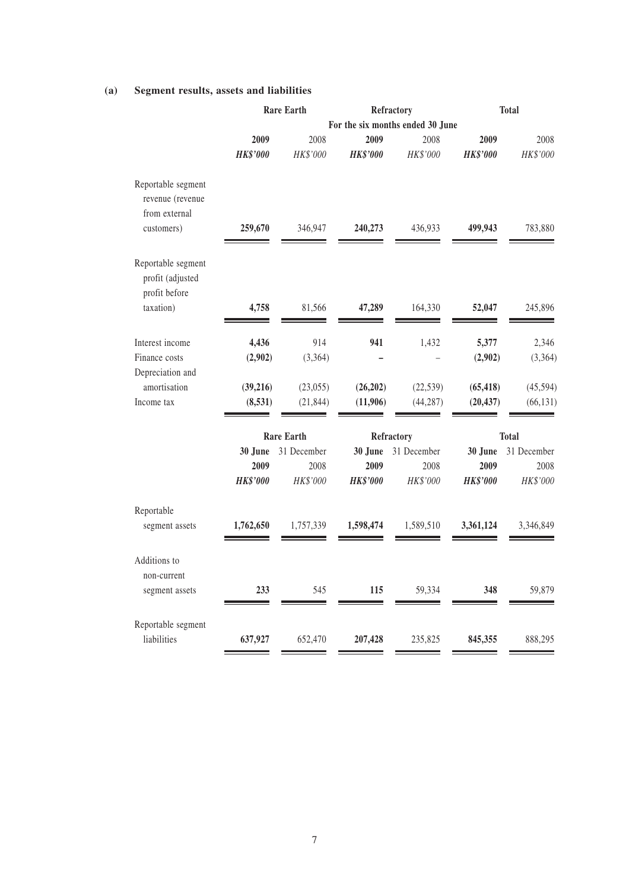### (a) Segment results, assets and liabilities

| | Rare Earth | | Refractory | | Total | |
|---|---|---|---|---|---|---|
| | For the six months ended 30 June | | | | | |
| | **2009** | 2008 | **2009** | 2008 | **2009** | 2008 |
| | ***HK$'000*** | *HK$'000* | ***HK$'000*** | *HK$'000* | ***HK$'000*** | *HK$'000* |
| Reportable segment revenue (revenue from external customers) | **259,670** | 346,947 | **240,273** | 436,933 | **499,943** | 783,880 |
| Reportable segment profit (adjusted profit before taxation) | **4,758** | 81,566 | **47,289** | 164,330 | **52,047** | 245,896 |
| Interest income | **4,436** | 914 | **941** | 1,432 | **5,377** | 2,346 |
| Finance costs | **(2,902)** | (3,364) | **–** | – | **(2,902)** | (3,364) |
| Depreciation and amortisation | **(39,216)** | (23,055) | **(26,202)** | (22,539) | **(65,418)** | (45,594) |
| Income tax | **(8,531)** | (21,844) | **(11,906)** | (44,287) | **(20,437)** | (66,131) |

| | Rare Earth | | Refractory | | Total | |
|---|---|---|---|---|---|---|
| | **30 June 2009** | 31 December 2008 | **30 June 2009** | 31 December 2008 | **30 June 2009** | 31 December 2008 |
| | ***HK$'000*** | *HK$'000* | ***HK$'000*** | *HK$'000* | ***HK$'000*** | *HK$'000* |
| Reportable segment assets | **1,762,650** | 1,757,339 | **1,598,474** | 1,589,510 | **3,361,124** | 3,346,849 |
| Additions to non-current segment assets | **233** | 545 | **115** | 59,334 | **348** | 59,879 |
| Reportable segment liabilities | **637,927** | 652,470 | **207,428** | 235,825 | **845,355** | 888,295 |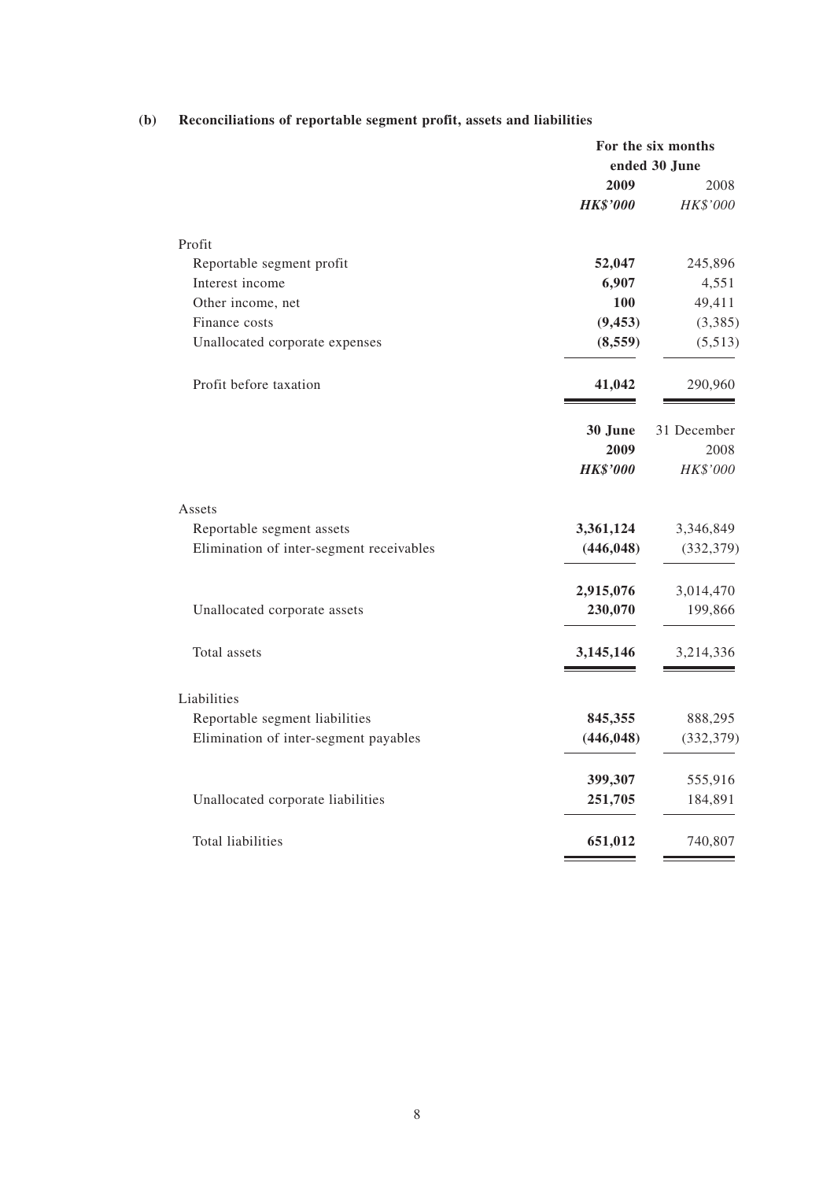**(b) Reconciliations of reportable segment profit, assets and liabilities**

| | For the six months ended 30 June | |
|---|---|---|
| | **2009** | 2008 |
| | ***HK$'000*** | *HK$'000* |
| **Profit** | | |
| Reportable segment profit | **52,047** | 245,896 |
| Interest income | **6,907** | 4,551 |
| Other income, net | **100** | 49,411 |
| Finance costs | **(9,453)** | (3,385) |
| Unallocated corporate expenses | **(8,559)** | (5,513) |
| Profit before taxation | **41,042** | 290,960 |

| | **30 June 2009** | 31 December 2008 |
|---|---|---|
| | ***HK$'000*** | *HK$'000* |
| **Assets** | | |
| Reportable segment assets | **3,361,124** | 3,346,849 |
| Elimination of inter-segment receivables | **(446,048)** | (332,379) |
| | **2,915,076** | 3,014,470 |
| Unallocated corporate assets | **230,070** | 199,866 |
| Total assets | **3,145,146** | 3,214,336 |
| **Liabilities** | | |
| Reportable segment liabilities | **845,355** | 888,295 |
| Elimination of inter-segment payables | **(446,048)** | (332,379) |
| | **399,307** | 555,916 |
| Unallocated corporate liabilities | **251,705** | 184,891 |
| Total liabilities | **651,012** | 740,807 |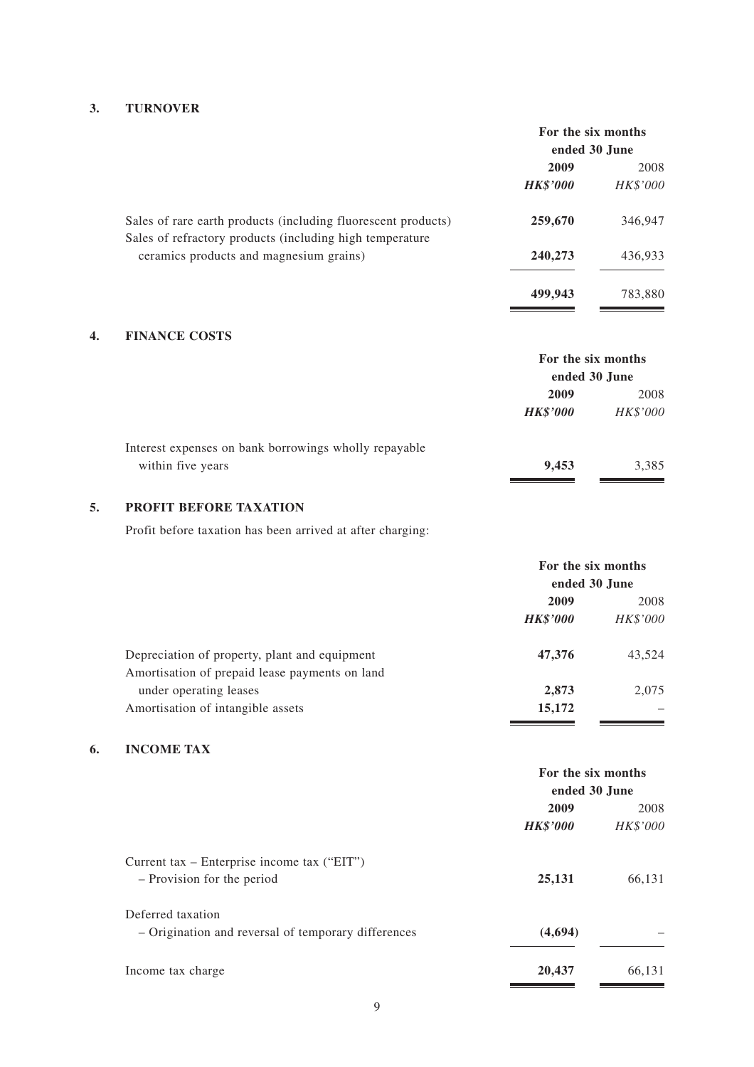## 3. TURNOVER

| | For the six months ended 30 June | |
|---|---|---|
| | **2009** | 2008 |
| | ***HK$'000*** | *HK$'000* |
| Sales of rare earth products (including fluorescent products) | **259,670** | 346,947 |
| Sales of refractory products (including high temperature ceramics products and magnesium grains) | **240,273** | 436,933 |
| | **499,943** | 783,880 |

## 4. FINANCE COSTS

| | For the six months ended 30 June | |
|---|---|---|
| | **2009** | 2008 |
| | ***HK$'000*** | *HK$'000* |
| Interest expenses on bank borrowings wholly repayable within five years | **9,453** | 3,385 |

## 5. PROFIT BEFORE TAXATION

Profit before taxation has been arrived at after charging:

| | For the six months ended 30 June | |
|---|---|---|
| | **2009** | 2008 |
| | ***HK$'000*** | *HK$'000* |
| Depreciation of property, plant and equipment | **47,376** | 43,524 |
| Amortisation of prepaid lease payments on land under operating leases | **2,873** | 2,075 |
| Amortisation of intangible assets | **15,172** | – |

## 6. INCOME TAX

| | For the six months ended 30 June | |
|---|---|---|
| | **2009** | 2008 |
| | ***HK$'000*** | *HK$'000* |
| Current tax – Enterprise income tax ("EIT") | | |
| – Provision for the period | **25,131** | 66,131 |
| Deferred taxation | | |
| – Origination and reversal of temporary differences | **(4,694)** | – |
| Income tax charge | **20,437** | 66,131 |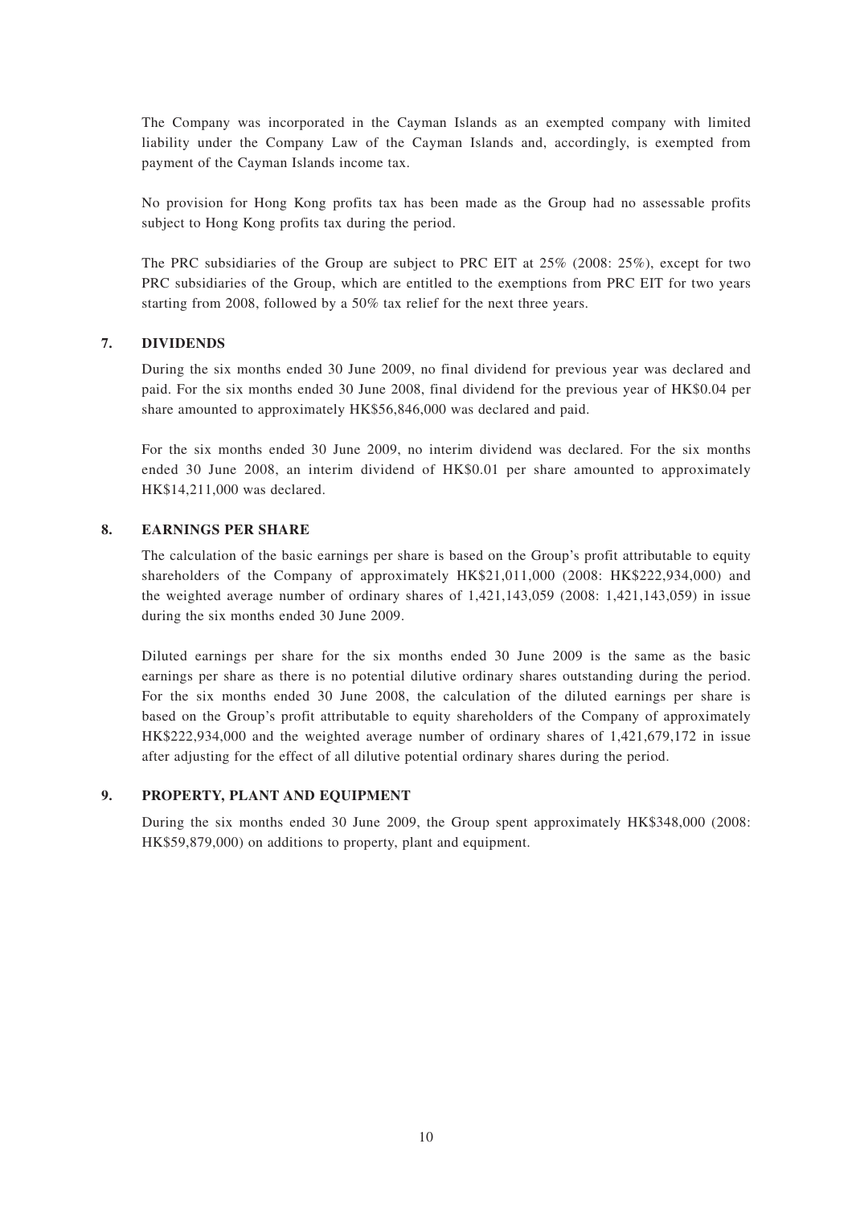The Company was incorporated in the Cayman Islands as an exempted company with limited liability under the Company Law of the Cayman Islands and, accordingly, is exempted from payment of the Cayman Islands income tax.

No provision for Hong Kong profits tax has been made as the Group had no assessable profits subject to Hong Kong profits tax during the period.

The PRC subsidiaries of the Group are subject to PRC EIT at 25% (2008: 25%), except for two PRC subsidiaries of the Group, which are entitled to the exemptions from PRC EIT for two years starting from 2008, followed by a 50% tax relief for the next three years.

## 7. DIVIDENDS

During the six months ended 30 June 2009, no final dividend for previous year was declared and paid. For the six months ended 30 June 2008, final dividend for the previous year of HK$0.04 per share amounted to approximately HK$56,846,000 was declared and paid.

For the six months ended 30 June 2009, no interim dividend was declared. For the six months ended 30 June 2008, an interim dividend of HK$0.01 per share amounted to approximately HK$14,211,000 was declared.

## 8. EARNINGS PER SHARE

The calculation of the basic earnings per share is based on the Group's profit attributable to equity shareholders of the Company of approximately HK$21,011,000 (2008: HK$222,934,000) and the weighted average number of ordinary shares of 1,421,143,059 (2008: 1,421,143,059) in issue during the six months ended 30 June 2009.

Diluted earnings per share for the six months ended 30 June 2009 is the same as the basic earnings per share as there is no potential dilutive ordinary shares outstanding during the period. For the six months ended 30 June 2008, the calculation of the diluted earnings per share is based on the Group's profit attributable to equity shareholders of the Company of approximately HK$222,934,000 and the weighted average number of ordinary shares of 1,421,679,172 in issue after adjusting for the effect of all dilutive potential ordinary shares during the period.

## 9. PROPERTY, PLANT AND EQUIPMENT

During the six months ended 30 June 2009, the Group spent approximately HK$348,000 (2008: HK$59,879,000) on additions to property, plant and equipment.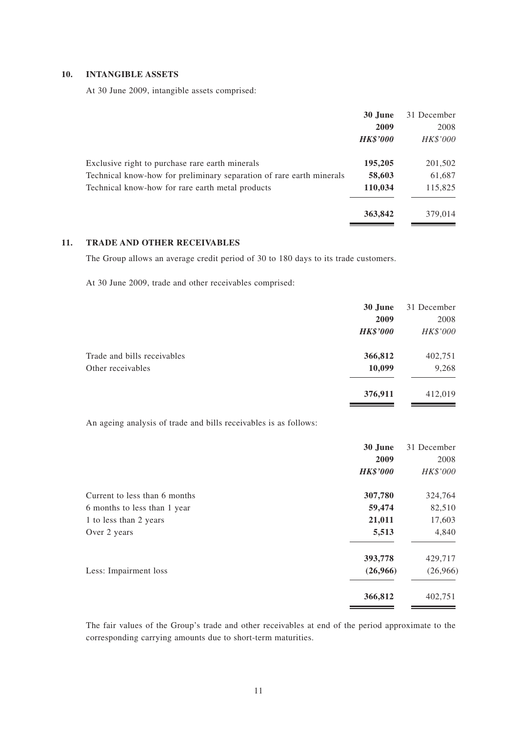## 10. INTANGIBLE ASSETS

At 30 June 2009, intangible assets comprised:

| | **30 June 2009** | 31 December 2008 |
|---|---|---|
| | ***HK$'000*** | *HK$'000* |
| Exclusive right to purchase rare earth minerals | **195,205** | 201,502 |
| Technical know-how for preliminary separation of rare earth minerals | **58,603** | 61,687 |
| Technical know-how for rare earth metal products | **110,034** | 115,825 |
| | **363,842** | 379,014 |

## 11. TRADE AND OTHER RECEIVABLES

The Group allows an average credit period of 30 to 180 days to its trade customers.

At 30 June 2009, trade and other receivables comprised:

| | **30 June 2009** | 31 December 2008 |
|---|---|---|
| | ***HK$'000*** | *HK$'000* |
| Trade and bills receivables | **366,812** | 402,751 |
| Other receivables | **10,099** | 9,268 |
| | **376,911** | 412,019 |

An ageing analysis of trade and bills receivables is as follows:

| | **30 June 2009** | 31 December 2008 |
|---|---|---|
| | ***HK$'000*** | *HK$'000* |
| Current to less than 6 months | **307,780** | 324,764 |
| 6 months to less than 1 year | **59,474** | 82,510 |
| 1 to less than 2 years | **21,011** | 17,603 |
| Over 2 years | **5,513** | 4,840 |
| | **393,778** | 429,717 |
| Less: Impairment loss | **(26,966)** | (26,966) |
| | **366,812** | 402,751 |

The fair values of the Group's trade and other receivables at end of the period approximate to the corresponding carrying amounts due to short-term maturities.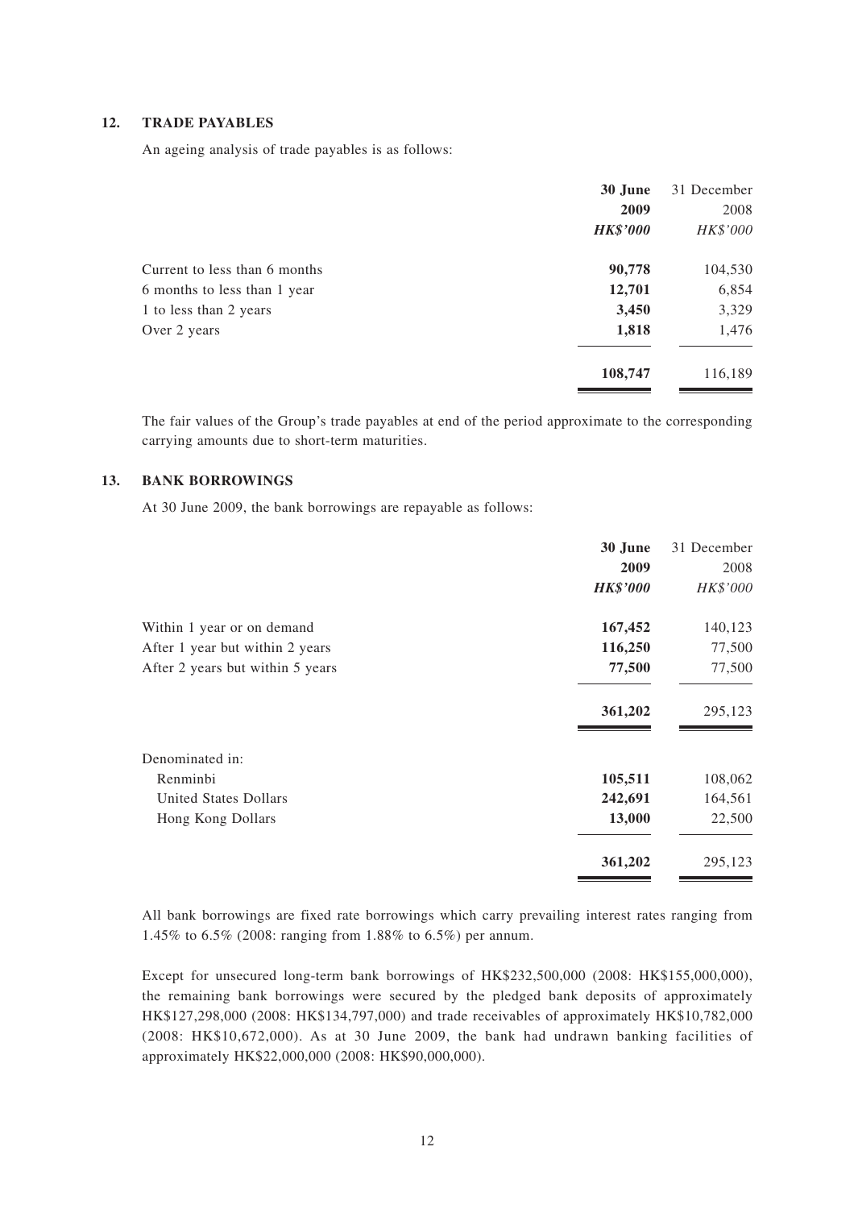## 12. TRADE PAYABLES

An ageing analysis of trade payables is as follows:

| | **30 June 2009** | 31 December 2008 |
|---|---|---|
| | ***HK$'000*** | *HK$'000* |
| Current to less than 6 months | **90,778** | 104,530 |
| 6 months to less than 1 year | **12,701** | 6,854 |
| 1 to less than 2 years | **3,450** | 3,329 |
| Over 2 years | **1,818** | 1,476 |
| | **108,747** | 116,189 |

The fair values of the Group's trade payables at end of the period approximate to the corresponding carrying amounts due to short-term maturities.

## 13. BANK BORROWINGS

At 30 June 2009, the bank borrowings are repayable as follows:

| | **30 June 2009** | 31 December 2008 |
|---|---|---|
| | ***HK$'000*** | *HK$'000* |
| Within 1 year or on demand | **167,452** | 140,123 |
| After 1 year but within 2 years | **116,250** | 77,500 |
| After 2 years but within 5 years | **77,500** | 77,500 |
| | **361,202** | 295,123 |
| Denominated in: | | |
| Renminbi | **105,511** | 108,062 |
| United States Dollars | **242,691** | 164,561 |
| Hong Kong Dollars | **13,000** | 22,500 |
| | **361,202** | 295,123 |

All bank borrowings are fixed rate borrowings which carry prevailing interest rates ranging from 1.45% to 6.5% (2008: ranging from 1.88% to 6.5%) per annum.

Except for unsecured long-term bank borrowings of HK$232,500,000 (2008: HK$155,000,000), the remaining bank borrowings were secured by the pledged bank deposits of approximately HK$127,298,000 (2008: HK$134,797,000) and trade receivables of approximately HK$10,782,000 (2008: HK$10,672,000). As at 30 June 2009, the bank had undrawn banking facilities of approximately HK$22,000,000 (2008: HK$90,000,000).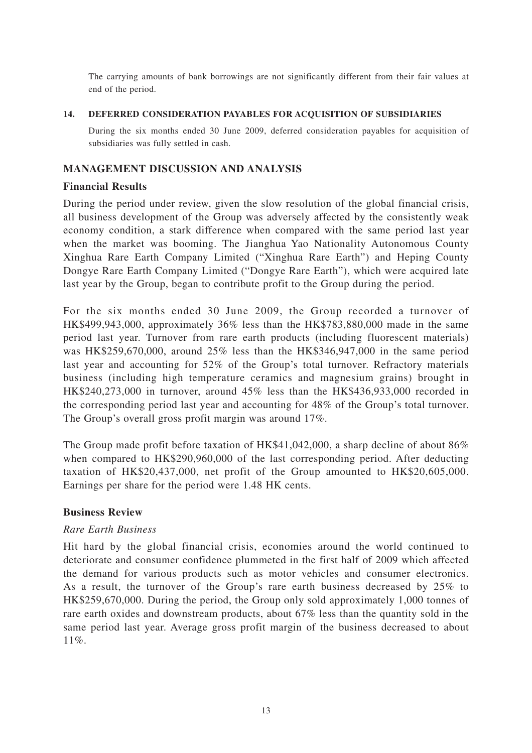The carrying amounts of bank borrowings are not significantly different from their fair values at end of the period.

**14. DEFERRED CONSIDERATION PAYABLES FOR ACQUISITION OF SUBSIDIARIES**

During the six months ended 30 June 2009, deferred consideration payables for acquisition of subsidiaries was fully settled in cash.

## MANAGEMENT DISCUSSION AND ANALYSIS

### Financial Results

During the period under review, given the slow resolution of the global financial crisis, all business development of the Group was adversely affected by the consistently weak economy condition, a stark difference when compared with the same period last year when the market was booming. The Jianghua Yao Nationality Autonomous County Xinghua Rare Earth Company Limited ("Xinghua Rare Earth") and Heping County Dongye Rare Earth Company Limited ("Dongye Rare Earth"), which were acquired late last year by the Group, began to contribute profit to the Group during the period.

For the six months ended 30 June 2009, the Group recorded a turnover of HK$499,943,000, approximately 36% less than the HK$783,880,000 made in the same period last year. Turnover from rare earth products (including fluorescent materials) was HK$259,670,000, around 25% less than the HK$346,947,000 in the same period last year and accounting for 52% of the Group's total turnover. Refractory materials business (including high temperature ceramics and magnesium grains) brought in HK$240,273,000 in turnover, around 45% less than the HK$436,933,000 recorded in the corresponding period last year and accounting for 48% of the Group's total turnover. The Group's overall gross profit margin was around 17%.

The Group made profit before taxation of HK$41,042,000, a sharp decline of about 86% when compared to HK$290,960,000 of the last corresponding period. After deducting taxation of HK$20,437,000, net profit of the Group amounted to HK$20,605,000. Earnings per share for the period were 1.48 HK cents.

### Business Review

*Rare Earth Business*

Hit hard by the global financial crisis, economies around the world continued to deteriorate and consumer confidence plummeted in the first half of 2009 which affected the demand for various products such as motor vehicles and consumer electronics. As a result, the turnover of the Group's rare earth business decreased by 25% to HK$259,670,000. During the period, the Group only sold approximately 1,000 tonnes of rare earth oxides and downstream products, about 67% less than the quantity sold in the same period last year. Average gross profit margin of the business decreased to about 11%.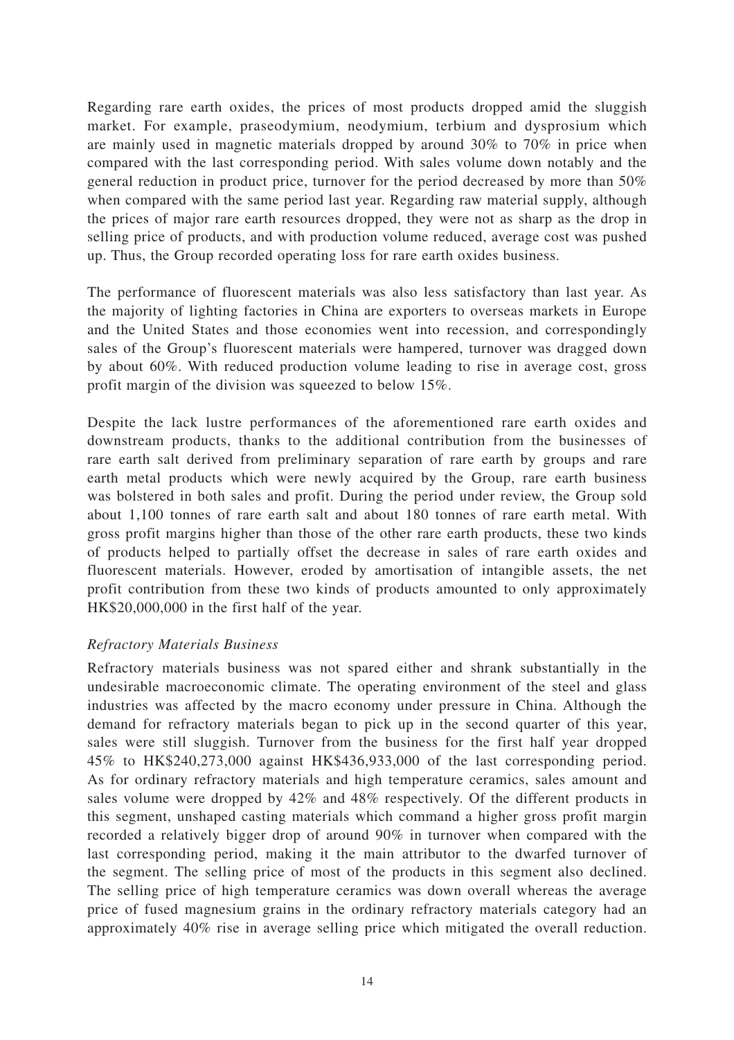Regarding rare earth oxides, the prices of most products dropped amid the sluggish market. For example, praseodymium, neodymium, terbium and dysprosium which are mainly used in magnetic materials dropped by around 30% to 70% in price when compared with the last corresponding period. With sales volume down notably and the general reduction in product price, turnover for the period decreased by more than 50% when compared with the same period last year. Regarding raw material supply, although the prices of major rare earth resources dropped, they were not as sharp as the drop in selling price of products, and with production volume reduced, average cost was pushed up. Thus, the Group recorded operating loss for rare earth oxides business.

The performance of fluorescent materials was also less satisfactory than last year. As the majority of lighting factories in China are exporters to overseas markets in Europe and the United States and those economies went into recession, and correspondingly sales of the Group's fluorescent materials were hampered, turnover was dragged down by about 60%. With reduced production volume leading to rise in average cost, gross profit margin of the division was squeezed to below 15%.

Despite the lack lustre performances of the aforementioned rare earth oxides and downstream products, thanks to the additional contribution from the businesses of rare earth salt derived from preliminary separation of rare earth by groups and rare earth metal products which were newly acquired by the Group, rare earth business was bolstered in both sales and profit. During the period under review, the Group sold about 1,100 tonnes of rare earth salt and about 180 tonnes of rare earth metal. With gross profit margins higher than those of the other rare earth products, these two kinds of products helped to partially offset the decrease in sales of rare earth oxides and fluorescent materials. However, eroded by amortisation of intangible assets, the net profit contribution from these two kinds of products amounted to only approximately HK$20,000,000 in the first half of the year.

*Refractory Materials Business*

Refractory materials business was not spared either and shrank substantially in the undesirable macroeconomic climate. The operating environment of the steel and glass industries was affected by the macro economy under pressure in China. Although the demand for refractory materials began to pick up in the second quarter of this year, sales were still sluggish. Turnover from the business for the first half year dropped 45% to HK$240,273,000 against HK$436,933,000 of the last corresponding period. As for ordinary refractory materials and high temperature ceramics, sales amount and sales volume were dropped by 42% and 48% respectively. Of the different products in this segment, unshaped casting materials which command a higher gross profit margin recorded a relatively bigger drop of around 90% in turnover when compared with the last corresponding period, making it the main attributor to the dwarfed turnover of the segment. The selling price of most of the products in this segment also declined. The selling price of high temperature ceramics was down overall whereas the average price of fused magnesium grains in the ordinary refractory materials category had an approximately 40% rise in average selling price which mitigated the overall reduction.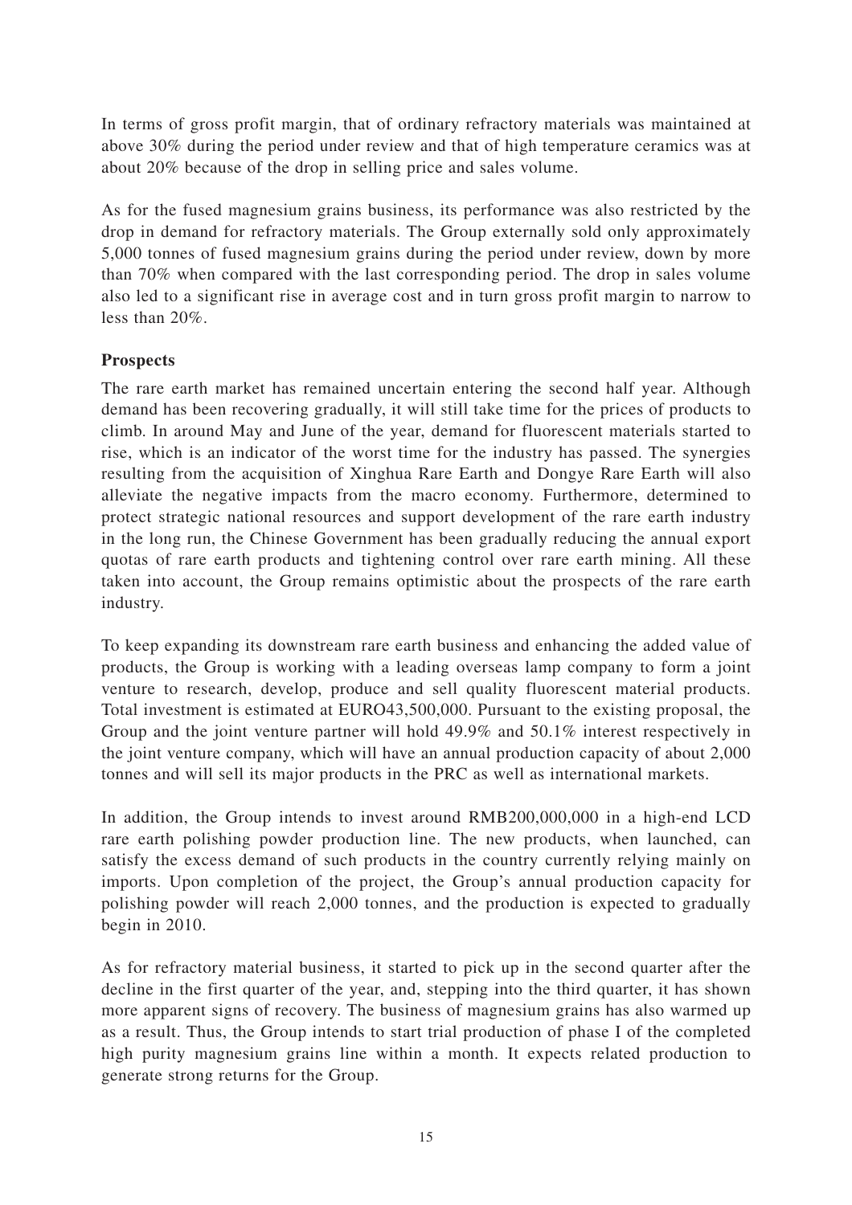In terms of gross profit margin, that of ordinary refractory materials was maintained at above 30% during the period under review and that of high temperature ceramics was at about 20% because of the drop in selling price and sales volume.

As for the fused magnesium grains business, its performance was also restricted by the drop in demand for refractory materials. The Group externally sold only approximately 5,000 tonnes of fused magnesium grains during the period under review, down by more than 70% when compared with the last corresponding period. The drop in sales volume also led to a significant rise in average cost and in turn gross profit margin to narrow to less than 20%.

**Prospects**

The rare earth market has remained uncertain entering the second half year. Although demand has been recovering gradually, it will still take time for the prices of products to climb. In around May and June of the year, demand for fluorescent materials started to rise, which is an indicator of the worst time for the industry has passed. The synergies resulting from the acquisition of Xinghua Rare Earth and Dongye Rare Earth will also alleviate the negative impacts from the macro economy. Furthermore, determined to protect strategic national resources and support development of the rare earth industry in the long run, the Chinese Government has been gradually reducing the annual export quotas of rare earth products and tightening control over rare earth mining. All these taken into account, the Group remains optimistic about the prospects of the rare earth industry.

To keep expanding its downstream rare earth business and enhancing the added value of products, the Group is working with a leading overseas lamp company to form a joint venture to research, develop, produce and sell quality fluorescent material products. Total investment is estimated at EURO43,500,000. Pursuant to the existing proposal, the Group and the joint venture partner will hold 49.9% and 50.1% interest respectively in the joint venture company, which will have an annual production capacity of about 2,000 tonnes and will sell its major products in the PRC as well as international markets.

In addition, the Group intends to invest around RMB200,000,000 in a high-end LCD rare earth polishing powder production line. The new products, when launched, can satisfy the excess demand of such products in the country currently relying mainly on imports. Upon completion of the project, the Group's annual production capacity for polishing powder will reach 2,000 tonnes, and the production is expected to gradually begin in 2010.

As for refractory material business, it started to pick up in the second quarter after the decline in the first quarter of the year, and, stepping into the third quarter, it has shown more apparent signs of recovery. The business of magnesium grains has also warmed up as a result. Thus, the Group intends to start trial production of phase I of the completed high purity magnesium grains line within a month. It expects related production to generate strong returns for the Group.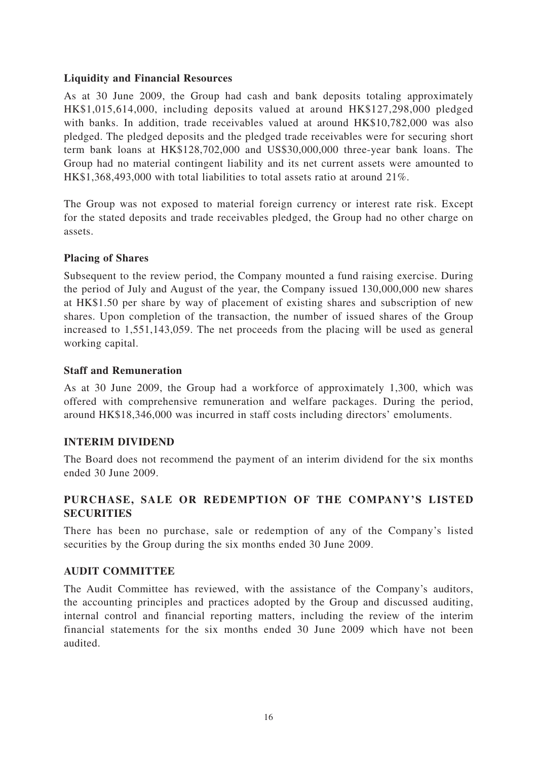**Liquidity and Financial Resources**

As at 30 June 2009, the Group had cash and bank deposits totaling approximately HK$1,015,614,000, including deposits valued at around HK$127,298,000 pledged with banks. In addition, trade receivables valued at around HK$10,782,000 was also pledged. The pledged deposits and the pledged trade receivables were for securing short term bank loans at HK$128,702,000 and US$30,000,000 three-year bank loans. The Group had no material contingent liability and its net current assets were amounted to HK$1,368,493,000 with total liabilities to total assets ratio at around 21%.

The Group was not exposed to material foreign currency or interest rate risk. Except for the stated deposits and trade receivables pledged, the Group had no other charge on assets.

**Placing of Shares**

Subsequent to the review period, the Company mounted a fund raising exercise. During the period of July and August of the year, the Company issued 130,000,000 new shares at HK$1.50 per share by way of placement of existing shares and subscription of new shares. Upon completion of the transaction, the number of issued shares of the Group increased to 1,551,143,059. The net proceeds from the placing will be used as general working capital.

**Staff and Remuneration**

As at 30 June 2009, the Group had a workforce of approximately 1,300, which was offered with comprehensive remuneration and welfare packages. During the period, around HK$18,346,000 was incurred in staff costs including directors' emoluments.

## INTERIM DIVIDEND

The Board does not recommend the payment of an interim dividend for the six months ended 30 June 2009.

## PURCHASE, SALE OR REDEMPTION OF THE COMPANY'S LISTED SECURITIES

There has been no purchase, sale or redemption of any of the Company's listed securities by the Group during the six months ended 30 June 2009.

## AUDIT COMMITTEE

The Audit Committee has reviewed, with the assistance of the Company's auditors, the accounting principles and practices adopted by the Group and discussed auditing, internal control and financial reporting matters, including the review of the interim financial statements for the six months ended 30 June 2009 which have not been audited.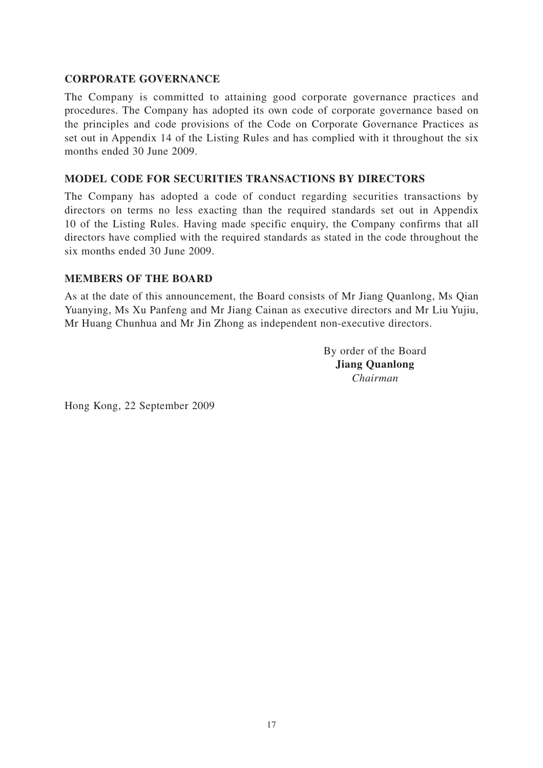## CORPORATE GOVERNANCE

The Company is committed to attaining good corporate governance practices and procedures. The Company has adopted its own code of corporate governance based on the principles and code provisions of the Code on Corporate Governance Practices as set out in Appendix 14 of the Listing Rules and has complied with it throughout the six months ended 30 June 2009.

## MODEL CODE FOR SECURITIES TRANSACTIONS BY DIRECTORS

The Company has adopted a code of conduct regarding securities transactions by directors on terms no less exacting than the required standards set out in Appendix 10 of the Listing Rules. Having made specific enquiry, the Company confirms that all directors have complied with the required standards as stated in the code throughout the six months ended 30 June 2009.

## MEMBERS OF THE BOARD

As at the date of this announcement, the Board consists of Mr Jiang Quanlong, Ms Qian Yuanying, Ms Xu Panfeng and Mr Jiang Cainan as executive directors and Mr Liu Yujiu, Mr Huang Chunhua and Mr Jin Zhong as independent non-executive directors.

By order of the Board
**Jiang Quanlong**
*Chairman*

Hong Kong, 22 September 2009